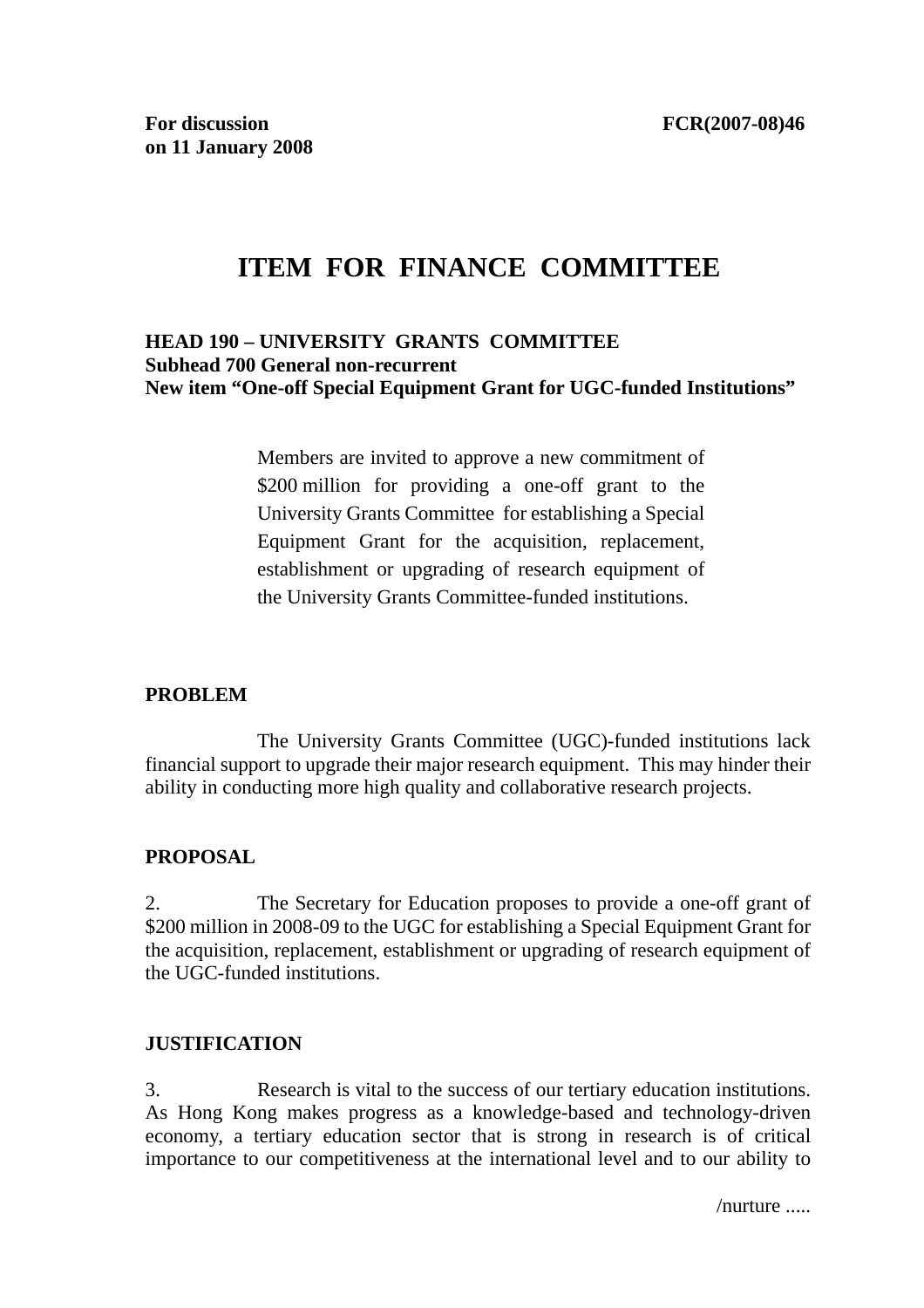**For discussion on 11 January 2008** 

**FCR(2007-08)46**

# ITEM FOR FINANCE COMMITTEE

**HEAD 190 – UNIVERSITY GRANTS COMMITTEE**
**Subhead 700 General non-recurrent**
**New item "One-off Special Equipment Grant for UGC-funded Institutions"**

> Members are invited to approve a new commitment of $200 million for providing a one-off grant to the University Grants Committee for establishing a Special Equipment Grant for the acquisition, replacement, establishment or upgrading of research equipment of the University Grants Committee-funded institutions.

## PROBLEM

The University Grants Committee (UGC)-funded institutions lack financial support to upgrade their major research equipment. This may hinder their ability in conducting more high quality and collaborative research projects.

## PROPOSAL

2. The Secretary for Education proposes to provide a one-off grant of $200 million in 2008-09 to the UGC for establishing a Special Equipment Grant for the acquisition, replacement, establishment or upgrading of research equipment of the UGC-funded institutions.

## JUSTIFICATION

3. Research is vital to the success of our tertiary education institutions. As Hong Kong makes progress as a knowledge-based and technology-driven economy, a tertiary education sector that is strong in research is of critical importance to our competitiveness at the international level and to our ability to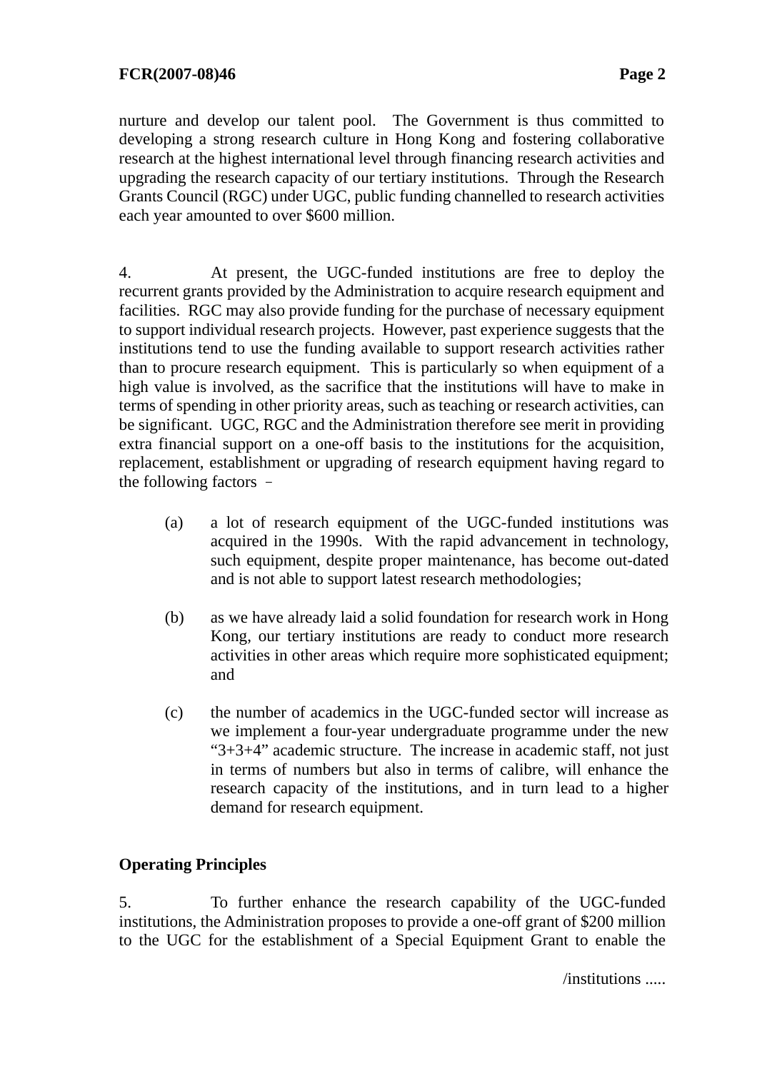nurture and develop our talent pool. The Government is thus committed to developing a strong research culture in Hong Kong and fostering collaborative research at the highest international level through financing research activities and upgrading the research capacity of our tertiary institutions. Through the Research Grants Council (RGC) under UGC, public funding channelled to research activities each year amounted to over $600 million.

4. At present, the UGC-funded institutions are free to deploy the recurrent grants provided by the Administration to acquire research equipment and facilities. RGC may also provide funding for the purchase of necessary equipment to support individual research projects. However, past experience suggests that the institutions tend to use the funding available to support research activities rather than to procure research equipment. This is particularly so when equipment of a high value is involved, as the sacrifice that the institutions will have to make in terms of spending in other priority areas, such as teaching or research activities, can be significant. UGC, RGC and the Administration therefore see merit in providing extra financial support on a one-off basis to the institutions for the acquisition, replacement, establishment or upgrading of research equipment having regard to the following factors –

(a) a lot of research equipment of the UGC-funded institutions was acquired in the 1990s. With the rapid advancement in technology, such equipment, despite proper maintenance, has become out-dated and is not able to support latest research methodologies;

(b) as we have already laid a solid foundation for research work in Hong Kong, our tertiary institutions are ready to conduct more research activities in other areas which require more sophisticated equipment; and

(c) the number of academics in the UGC-funded sector will increase as we implement a four-year undergraduate programme under the new "3+3+4" academic structure. The increase in academic staff, not just in terms of numbers but also in terms of calibre, will enhance the research capacity of the institutions, and in turn lead to a higher demand for research equipment.

**Operating Principles**

5. To further enhance the research capability of the UGC-funded institutions, the Administration proposes to provide a one-off grant of $200 million to the UGC for the establishment of a Special Equipment Grant to enable the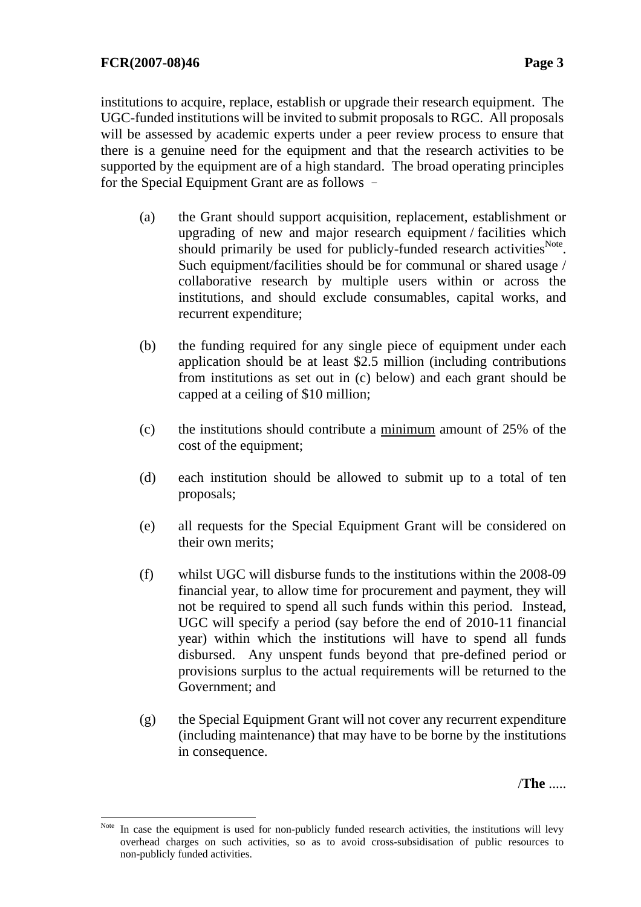institutions to acquire, replace, establish or upgrade their research equipment. The UGC-funded institutions will be invited to submit proposals to RGC. All proposals will be assessed by academic experts under a peer review process to ensure that there is a genuine need for the equipment and that the research activities to be supported by the equipment are of a high standard. The broad operating principles for the Special Equipment Grant are as follows –

(a) the Grant should support acquisition, replacement, establishment or upgrading of new and major research equipment / facilities which should primarily be used for publicly-funded research activities[Note]. Such equipment/facilities should be for communal or shared usage / collaborative research by multiple users within or across the institutions, and should exclude consumables, capital works, and recurrent expenditure;

(b) the funding required for any single piece of equipment under each application should be at least \$2.5 million (including contributions from institutions as set out in (c) below) and each grant should be capped at a ceiling of \$10 million;

(c) the institutions should contribute a <u>minimum</u> amount of 25% of the cost of the equipment;

(d) each institution should be allowed to submit up to a total of ten proposals;

(e) all requests for the Special Equipment Grant will be considered on their own merits;

(f) whilst UGC will disburse funds to the institutions within the 2008-09 financial year, to allow time for procurement and payment, they will not be required to spend all such funds within this period. Instead, UGC will specify a period (say before the end of 2010-11 financial year) within which the institutions will have to spend all funds disbursed. Any unspent funds beyond that pre-defined period or provisions surplus to the actual requirements will be returned to the Government; and

(g) the Special Equipment Grant will not cover any recurrent expenditure (including maintenance) that may have to be borne by the institutions in consequence.

---

[Note] In case the equipment is used for non-publicly funded research activities, the institutions will levy overhead charges on such activities, so as to avoid cross-subsidisation of public resources to non-publicly funded activities.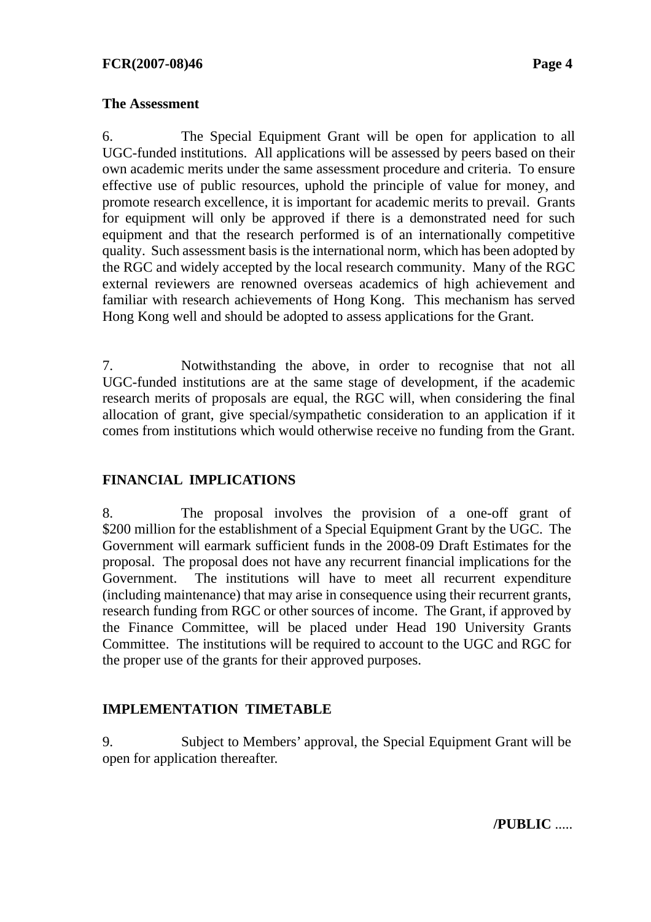### The Assessment

6. The Special Equipment Grant will be open for application to all UGC-funded institutions. All applications will be assessed by peers based on their own academic merits under the same assessment procedure and criteria. To ensure effective use of public resources, uphold the principle of value for money, and promote research excellence, it is important for academic merits to prevail. Grants for equipment will only be approved if there is a demonstrated need for such equipment and that the research performed is of an internationally competitive quality. Such assessment basis is the international norm, which has been adopted by the RGC and widely accepted by the local research community. Many of the RGC external reviewers are renowned overseas academics of high achievement and familiar with research achievements of Hong Kong. This mechanism has served Hong Kong well and should be adopted to assess applications for the Grant.

7. Notwithstanding the above, in order to recognise that not all UGC-funded institutions are at the same stage of development, if the academic research merits of proposals are equal, the RGC will, when considering the final allocation of grant, give special/sympathetic consideration to an application if it comes from institutions which would otherwise receive no funding from the Grant.

## FINANCIAL IMPLICATIONS

8. The proposal involves the provision of a one-off grant of $200 million for the establishment of a Special Equipment Grant by the UGC. The Government will earmark sufficient funds in the 2008-09 Draft Estimates for the proposal. The proposal does not have any recurrent financial implications for the Government. The institutions will have to meet all recurrent expenditure (including maintenance) that may arise in consequence using their recurrent grants, research funding from RGC or other sources of income. The Grant, if approved by the Finance Committee, will be placed under Head 190 University Grants Committee. The institutions will be required to account to the UGC and RGC for the proper use of the grants for their approved purposes.

## IMPLEMENTATION TIMETABLE

9. Subject to Members' approval, the Special Equipment Grant will be open for application thereafter.

**/PUBLIC** .....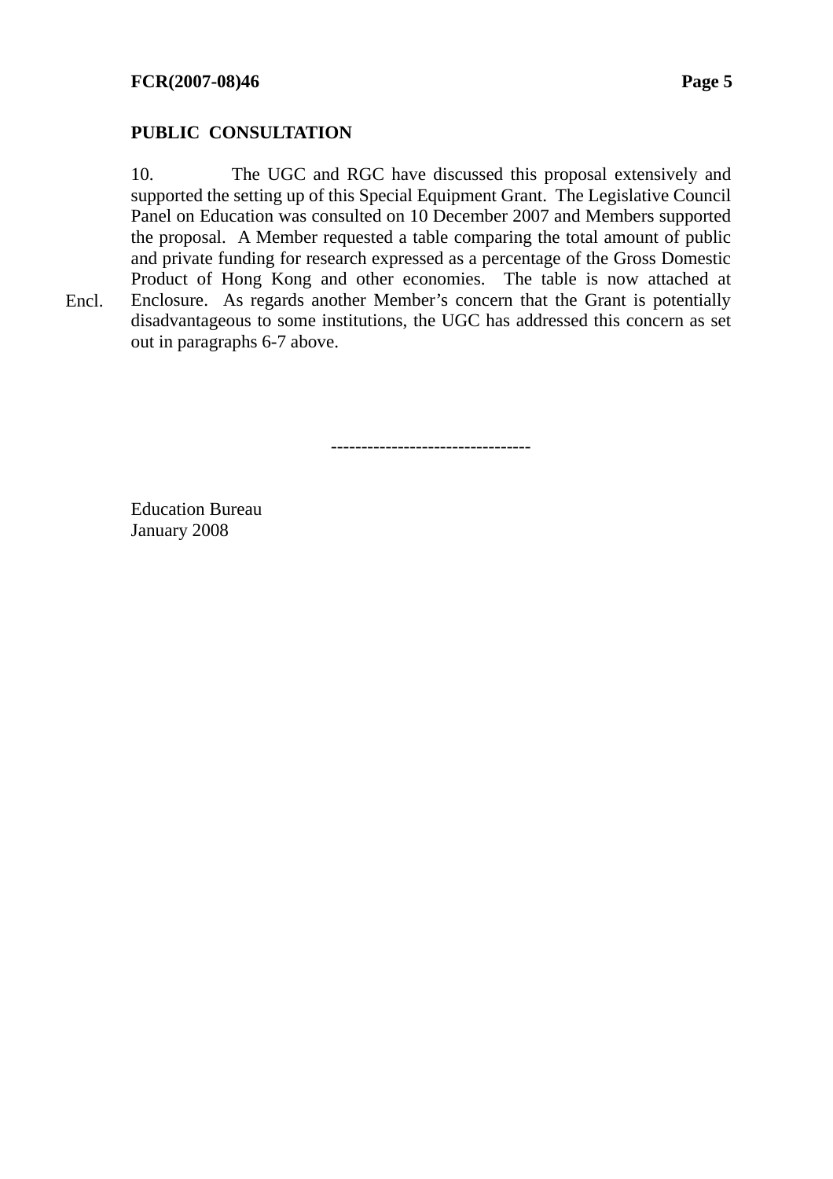## PUBLIC CONSULTATION

10. The UGC and RGC have discussed this proposal extensively and supported the setting up of this Special Equipment Grant. The Legislative Council Panel on Education was consulted on 10 December 2007 and Members supported the proposal. A Member requested a table comparing the total amount of public and private funding for research expressed as a percentage of the Gross Domestic Product of Hong Kong and other economies. The table is now attached at Enclosure. As regards another Member's concern that the Grant is potentially disadvantageous to some institutions, the UGC has addressed this concern as set out in paragraphs 6-7 above.

Encl.

---------------------------------

Education Bureau
January 2008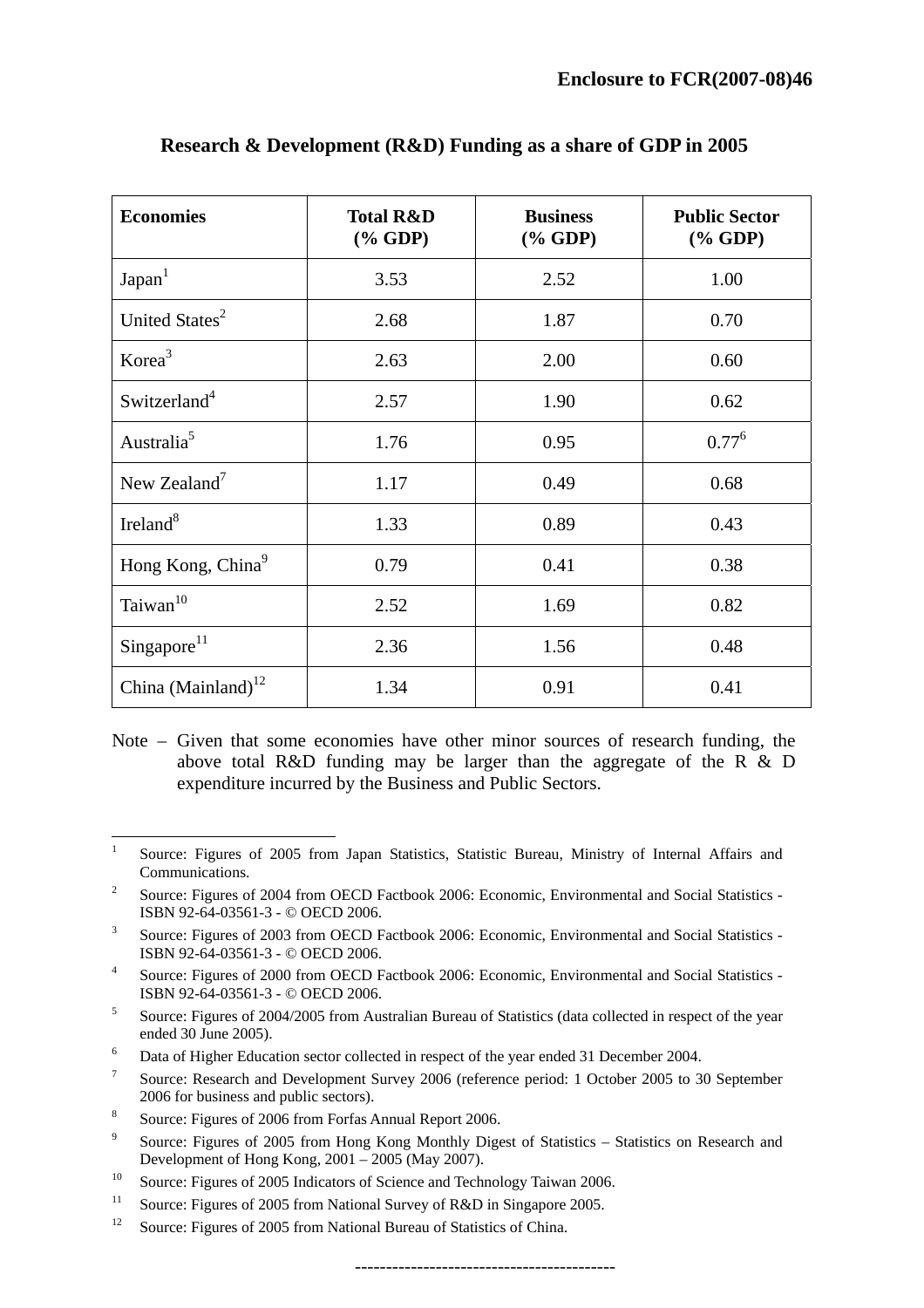**Enclosure to FCR(2007-08)46**

## Research & Development (R&D) Funding as a share of GDP in 2005

| Economies | Total R&D (% GDP) | Business (% GDP) | Public Sector (% GDP) |
|---|---|---|---|
| Japan[1] | 3.53 | 2.52 | 1.00 |
| United States[2] | 2.68 | 1.87 | 0.70 |
| Korea[3] | 2.63 | 2.00 | 0.60 |
| Switzerland[4] | 2.57 | 1.90 | 0.62 |
| Australia[5] | 1.76 | 0.95 | 0.77[6] |
| New Zealand[7] | 1.17 | 0.49 | 0.68 |
| Ireland[8] | 1.33 | 0.89 | 0.43 |
| Hong Kong, China[9] | 0.79 | 0.41 | 0.38 |
| Taiwan[10] | 2.52 | 1.69 | 0.82 |
| Singapore[11] | 2.36 | 1.56 | 0.48 |
| China (Mainland)[12] | 1.34 | 0.91 | 0.41 |

Note – Given that some economies have other minor sources of research funding, the above total R&D funding may be larger than the aggregate of the R & D expenditure incurred by the Business and Public Sectors.

---

1. Source: Figures of 2005 from Japan Statistics, Statistic Bureau, Ministry of Internal Affairs and Communications.
2. Source: Figures of 2004 from OECD Factbook 2006: Economic, Environmental and Social Statistics - ISBN 92-64-03561-3 - © OECD 2006.
3. Source: Figures of 2003 from OECD Factbook 2006: Economic, Environmental and Social Statistics - ISBN 92-64-03561-3 - © OECD 2006.
4. Source: Figures of 2000 from OECD Factbook 2006: Economic, Environmental and Social Statistics - ISBN 92-64-03561-3 - © OECD 2006.
5. Source: Figures of 2004/2005 from Australian Bureau of Statistics (data collected in respect of the year ended 30 June 2005).
6. Data of Higher Education sector collected in respect of the year ended 31 December 2004.
7. Source: Research and Development Survey 2006 (reference period: 1 October 2005 to 30 September 2006 for business and public sectors).
8. Source: Figures of 2006 from Forfas Annual Report 2006.
9. Source: Figures of 2005 from Hong Kong Monthly Digest of Statistics – Statistics on Research and Development of Hong Kong, 2001 – 2005 (May 2007).
10. Source: Figures of 2005 Indicators of Science and Technology Taiwan 2006.
11. Source: Figures of 2005 from National Survey of R&D in Singapore 2005.
12. Source: Figures of 2005 from National Bureau of Statistics of China.

------------------------------------------